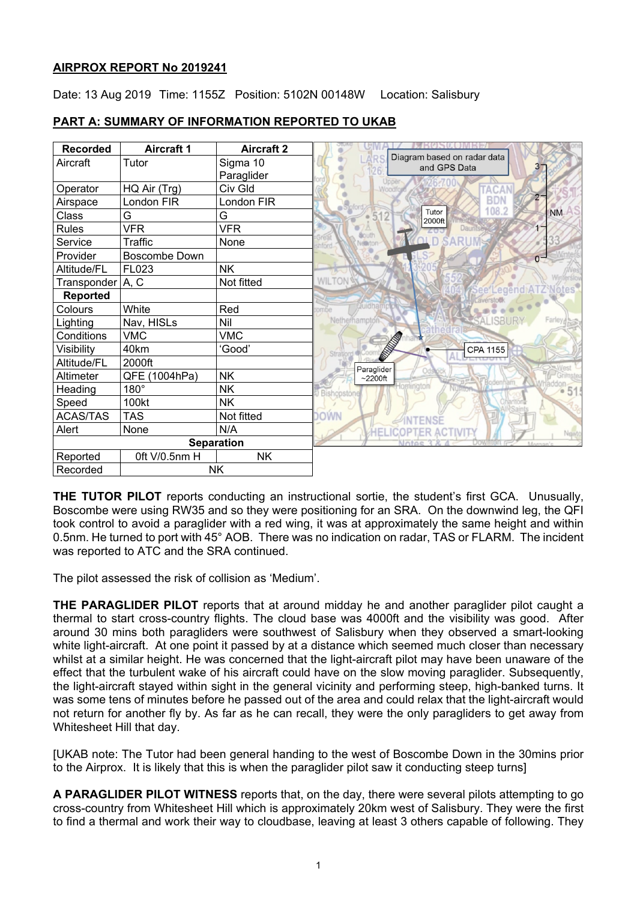**AIRPROX REPORT No 2019241**

Date: 13 Aug 2019 Time: 1155Z Position: 5102N 00148W Location: Salisbury

**PART A: SUMMARY OF INFORMATION REPORTED TO UKAB**

| Recorded | Aircraft 1 | Aircraft 2 |
|---|---|---|
| Aircraft | Tutor | Sigma 10 Paraglider |
| Operator | HQ Air (Trg) | Civ Gld |
| Airspace | London FIR | London FIR |
| Class | G | G |
| Rules | VFR | VFR |
| Service | Traffic | None |
| Provider | Boscombe Down | |
| Altitude/FL | FL023 | NK |
| Transponder | A, C | Not fitted |
| **Reported** | | |
| Colours | White | Red |
| Lighting | Nav, HISLs | Nil |
| Conditions | VMC | VMC |
| Visibility | 40km | 'Good' |
| Altitude/FL | 2000ft | |
| Altimeter | QFE (1004hPa) | NK |
| Heading | 180° | NK |
| Speed | 100kt | NK |
| ACAS/TAS | TAS | Not fitted |
| Alert | None | N/A |
| **Separation** | | |
| Reported | 0ft V/0.5nm H | NK |
| Recorded | NK | |

Diagram based on radar data and GPS Data

Tutor 2000ft

Paraglider ~2200ft

CPA 1155

NM

**THE TUTOR PILOT** reports conducting an instructional sortie, the student's first GCA. Unusually, Boscombe were using RW35 and so they were positioning for an SRA. On the downwind leg, the QFI took control to avoid a paraglider with a red wing, it was at approximately the same height and within 0.5nm. He turned to port with 45° AOB. There was no indication on radar, TAS or FLARM. The incident was reported to ATC and the SRA continued.

The pilot assessed the risk of collision as 'Medium'.

**THE PARAGLIDER PILOT** reports that at around midday he and another paraglider pilot caught a thermal to start cross-country flights. The cloud base was 4000ft and the visibility was good. After around 30 mins both paragliders were southwest of Salisbury when they observed a smart-looking white light-aircraft. At one point it passed by at a distance which seemed much closer than necessary whilst at a similar height. He was concerned that the light-aircraft pilot may have been unaware of the effect that the turbulent wake of his aircraft could have on the slow moving paraglider. Subsequently, the light-aircraft stayed within sight in the general vicinity and performing steep, high-banked turns. It was some tens of minutes before he passed out of the area and could relax that the light-aircraft would not return for another fly by. As far as he can recall, they were the only paragliders to get away from Whitesheet Hill that day.

[UKAB note: The Tutor had been general handing to the west of Boscombe Down in the 30mins prior to the Airprox. It is likely that this is when the paraglider pilot saw it conducting steep turns]

**A PARAGLIDER PILOT WITNESS** reports that, on the day, there were several pilots attempting to go cross-country from Whitesheet Hill which is approximately 20km west of Salisbury. They were the first to find a thermal and work their way to cloudbase, leaving at least 3 others capable of following. They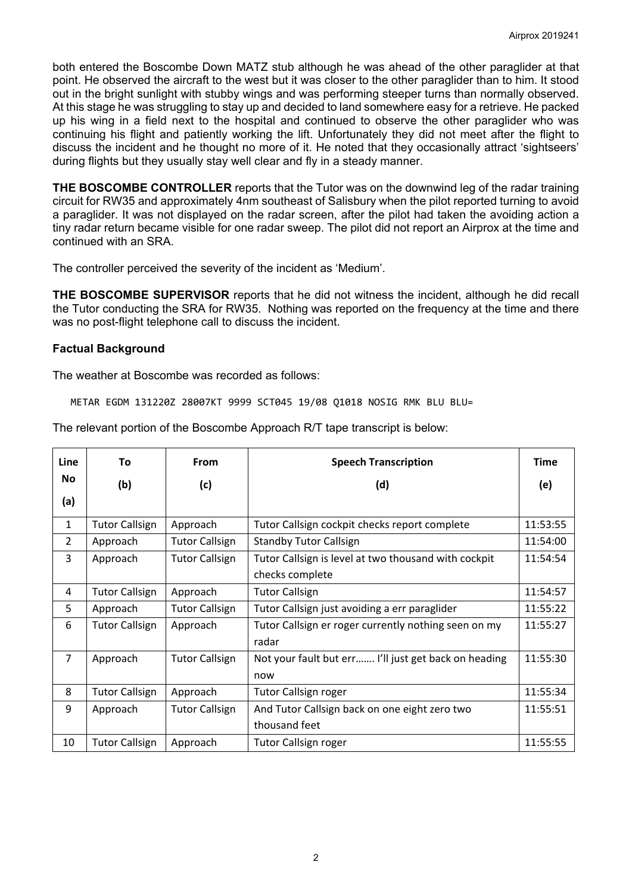both entered the Boscombe Down MATZ stub although he was ahead of the other paraglider at that point. He observed the aircraft to the west but it was closer to the other paraglider than to him. It stood out in the bright sunlight with stubby wings and was performing steeper turns than normally observed. At this stage he was struggling to stay up and decided to land somewhere easy for a retrieve. He packed up his wing in a field next to the hospital and continued to observe the other paraglider who was continuing his flight and patiently working the lift. Unfortunately they did not meet after the flight to discuss the incident and he thought no more of it. He noted that they occasionally attract 'sightseers' during flights but they usually stay well clear and fly in a steady manner.

**THE BOSCOMBE CONTROLLER** reports that the Tutor was on the downwind leg of the radar training circuit for RW35 and approximately 4nm southeast of Salisbury when the pilot reported turning to avoid a paraglider. It was not displayed on the radar screen, after the pilot had taken the avoiding action a tiny radar return became visible for one radar sweep. The pilot did not report an Airprox at the time and continued with an SRA.

The controller perceived the severity of the incident as 'Medium'.

**THE BOSCOMBE SUPERVISOR** reports that he did not witness the incident, although he did recall the Tutor conducting the SRA for RW35. Nothing was reported on the frequency at the time and there was no post-flight telephone call to discuss the incident.

## Factual Background

The weather at Boscombe was recorded as follows:

```
METAR EGDM 131220Z 28007KT 9999 SCT045 19/08 Q1018 NOSIG RMK BLU BLU=
```

The relevant portion of the Boscombe Approach R/T tape transcript is below:

| Line No (a) | To (b) | From (c) | Speech Transcription (d) | Time (e) |
|---|---|---|---|---|
| 1 | Tutor Callsign | Approach | Tutor Callsign cockpit checks report complete | 11:53:55 |
| 2 | Approach | Tutor Callsign | Standby Tutor Callsign | 11:54:00 |
| 3 | Approach | Tutor Callsign | Tutor Callsign is level at two thousand with cockpit checks complete | 11:54:54 |
| 4 | Tutor Callsign | Approach | Tutor Callsign | 11:54:57 |
| 5 | Approach | Tutor Callsign | Tutor Callsign just avoiding a err paraglider | 11:55:22 |
| 6 | Tutor Callsign | Approach | Tutor Callsign er roger currently nothing seen on my radar | 11:55:27 |
| 7 | Approach | Tutor Callsign | Not your fault but err……. I'll just get back on heading now | 11:55:30 |
| 8 | Tutor Callsign | Approach | Tutor Callsign roger | 11:55:34 |
| 9 | Approach | Tutor Callsign | And Tutor Callsign back on one eight zero two thousand feet | 11:55:51 |
| 10 | Tutor Callsign | Approach | Tutor Callsign roger | 11:55:55 |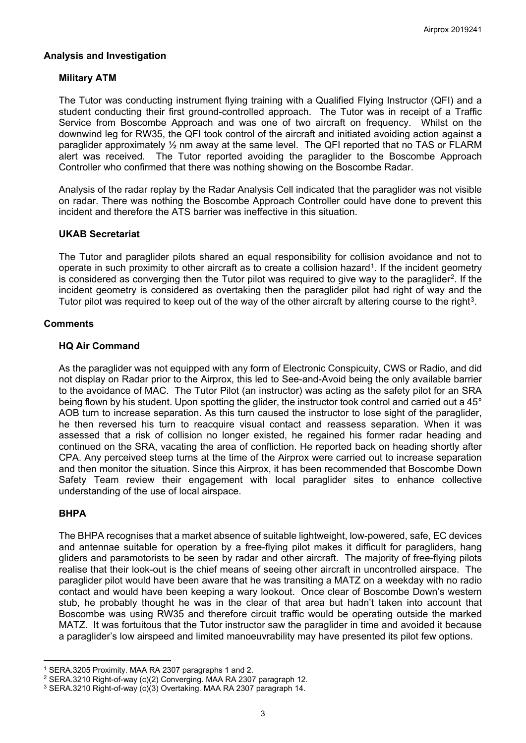## Analysis and Investigation

### Military ATM

The Tutor was conducting instrument flying training with a Qualified Flying Instructor (QFI) and a student conducting their first ground-controlled approach. The Tutor was in receipt of a Traffic Service from Boscombe Approach and was one of two aircraft on frequency. Whilst on the downwind leg for RW35, the QFI took control of the aircraft and initiated avoiding action against a paraglider approximately ½ nm away at the same level. The QFI reported that no TAS or FLARM alert was received. The Tutor reported avoiding the paraglider to the Boscombe Approach Controller who confirmed that there was nothing showing on the Boscombe Radar.

Analysis of the radar replay by the Radar Analysis Cell indicated that the paraglider was not visible on radar. There was nothing the Boscombe Approach Controller could have done to prevent this incident and therefore the ATS barrier was ineffective in this situation.

### UKAB Secretariat

The Tutor and paraglider pilots shared an equal responsibility for collision avoidance and not to operate in such proximity to other aircraft as to create a collision hazard[1]. If the incident geometry is considered as converging then the Tutor pilot was required to give way to the paraglider[2]. If the incident geometry is considered as overtaking then the paraglider pilot had right of way and the Tutor pilot was required to keep out of the way of the other aircraft by altering course to the right[3].

## Comments

### HQ Air Command

As the paraglider was not equipped with any form of Electronic Conspicuity, CWS or Radio, and did not display on Radar prior to the Airprox, this led to See-and-Avoid being the only available barrier to the avoidance of MAC. The Tutor Pilot (an instructor) was acting as the safety pilot for an SRA being flown by his student. Upon spotting the glider, the instructor took control and carried out a 45° AOB turn to increase separation. As this turn caused the instructor to lose sight of the paraglider, he then reversed his turn to reacquire visual contact and reassess separation. When it was assessed that a risk of collision no longer existed, he regained his former radar heading and continued on the SRA, vacating the area of confliction. He reported back on heading shortly after CPA. Any perceived steep turns at the time of the Airprox were carried out to increase separation and then monitor the situation. Since this Airprox, it has been recommended that Boscombe Down Safety Team review their engagement with local paraglider sites to enhance collective understanding of the use of local airspace.

### BHPA

The BHPA recognises that a market absence of suitable lightweight, low-powered, safe, EC devices and antennae suitable for operation by a free-flying pilot makes it difficult for paragliders, hang gliders and paramotorists to be seen by radar and other aircraft. The majority of free-flying pilots realise that their look-out is the chief means of seeing other aircraft in uncontrolled airspace. The paraglider pilot would have been aware that he was transiting a MATZ on a weekday with no radio contact and would have been keeping a wary lookout. Once clear of Boscombe Down's western stub, he probably thought he was in the clear of that area but hadn't taken into account that Boscombe was using RW35 and therefore circuit traffic would be operating outside the marked MATZ. It was fortuitous that the Tutor instructor saw the paraglider in time and avoided it because a paraglider's low airspeed and limited manoeuvrability may have presented its pilot few options.

---

[1] SERA.3205 Proximity. MAA RA 2307 paragraphs 1 and 2.

[2] SERA.3210 Right-of-way (c)(2) Converging. MAA RA 2307 paragraph 12.

[3] SERA.3210 Right-of-way (c)(3) Overtaking. MAA RA 2307 paragraph 14.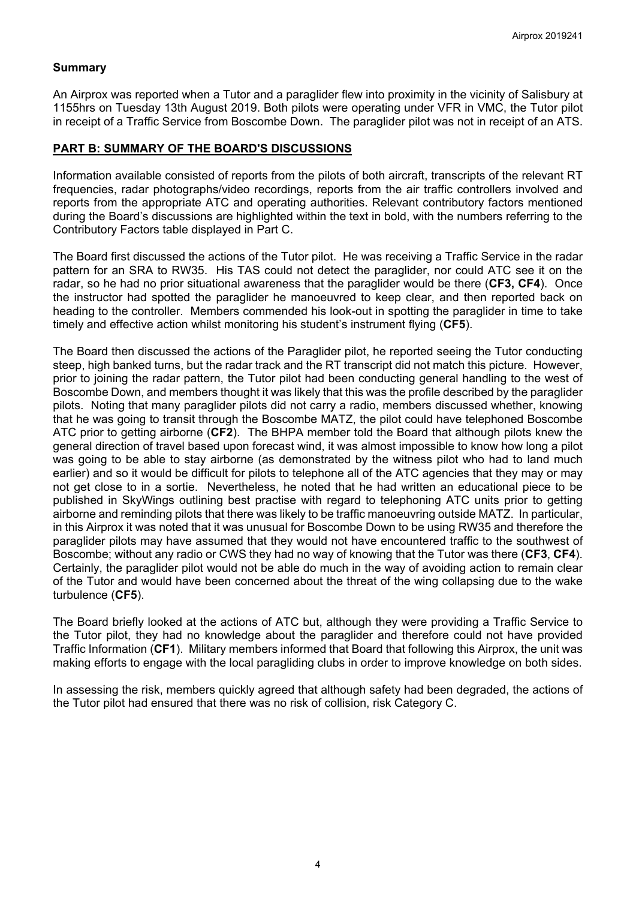## Summary

An Airprox was reported when a Tutor and a paraglider flew into proximity in the vicinity of Salisbury at 1155hrs on Tuesday 13th August 2019. Both pilots were operating under VFR in VMC, the Tutor pilot in receipt of a Traffic Service from Boscombe Down. The paraglider pilot was not in receipt of an ATS.

## PART B: SUMMARY OF THE BOARD'S DISCUSSIONS

Information available consisted of reports from the pilots of both aircraft, transcripts of the relevant RT frequencies, radar photographs/video recordings, reports from the air traffic controllers involved and reports from the appropriate ATC and operating authorities. Relevant contributory factors mentioned during the Board's discussions are highlighted within the text in bold, with the numbers referring to the Contributory Factors table displayed in Part C.

The Board first discussed the actions of the Tutor pilot. He was receiving a Traffic Service in the radar pattern for an SRA to RW35. His TAS could not detect the paraglider, nor could ATC see it on the radar, so he had no prior situational awareness that the paraglider would be there (**CF3, CF4**). Once the instructor had spotted the paraglider he manoeuvred to keep clear, and then reported back on heading to the controller. Members commended his look-out in spotting the paraglider in time to take timely and effective action whilst monitoring his student's instrument flying (**CF5**).

The Board then discussed the actions of the Paraglider pilot, he reported seeing the Tutor conducting steep, high banked turns, but the radar track and the RT transcript did not match this picture. However, prior to joining the radar pattern, the Tutor pilot had been conducting general handling to the west of Boscombe Down, and members thought it was likely that this was the profile described by the paraglider pilots. Noting that many paraglider pilots did not carry a radio, members discussed whether, knowing that he was going to transit through the Boscombe MATZ, the pilot could have telephoned Boscombe ATC prior to getting airborne (**CF2**). The BHPA member told the Board that although pilots knew the general direction of travel based upon forecast wind, it was almost impossible to know how long a pilot was going to be able to stay airborne (as demonstrated by the witness pilot who had to land much earlier) and so it would be difficult for pilots to telephone all of the ATC agencies that they may or may not get close to in a sortie. Nevertheless, he noted that he had written an educational piece to be published in SkyWings outlining best practise with regard to telephoning ATC units prior to getting airborne and reminding pilots that there was likely to be traffic manoeuvring outside MATZ. In particular, in this Airprox it was noted that it was unusual for Boscombe Down to be using RW35 and therefore the paraglider pilots may have assumed that they would not have encountered traffic to the southwest of Boscombe; without any radio or CWS they had no way of knowing that the Tutor was there (**CF3**, **CF4**). Certainly, the paraglider pilot would not be able do much in the way of avoiding action to remain clear of the Tutor and would have been concerned about the threat of the wing collapsing due to the wake turbulence (**CF5**).

The Board briefly looked at the actions of ATC but, although they were providing a Traffic Service to the Tutor pilot, they had no knowledge about the paraglider and therefore could not have provided Traffic Information (**CF1**). Military members informed that Board that following this Airprox, the unit was making efforts to engage with the local paragliding clubs in order to improve knowledge on both sides.

In assessing the risk, members quickly agreed that although safety had been degraded, the actions of the Tutor pilot had ensured that there was no risk of collision, risk Category C.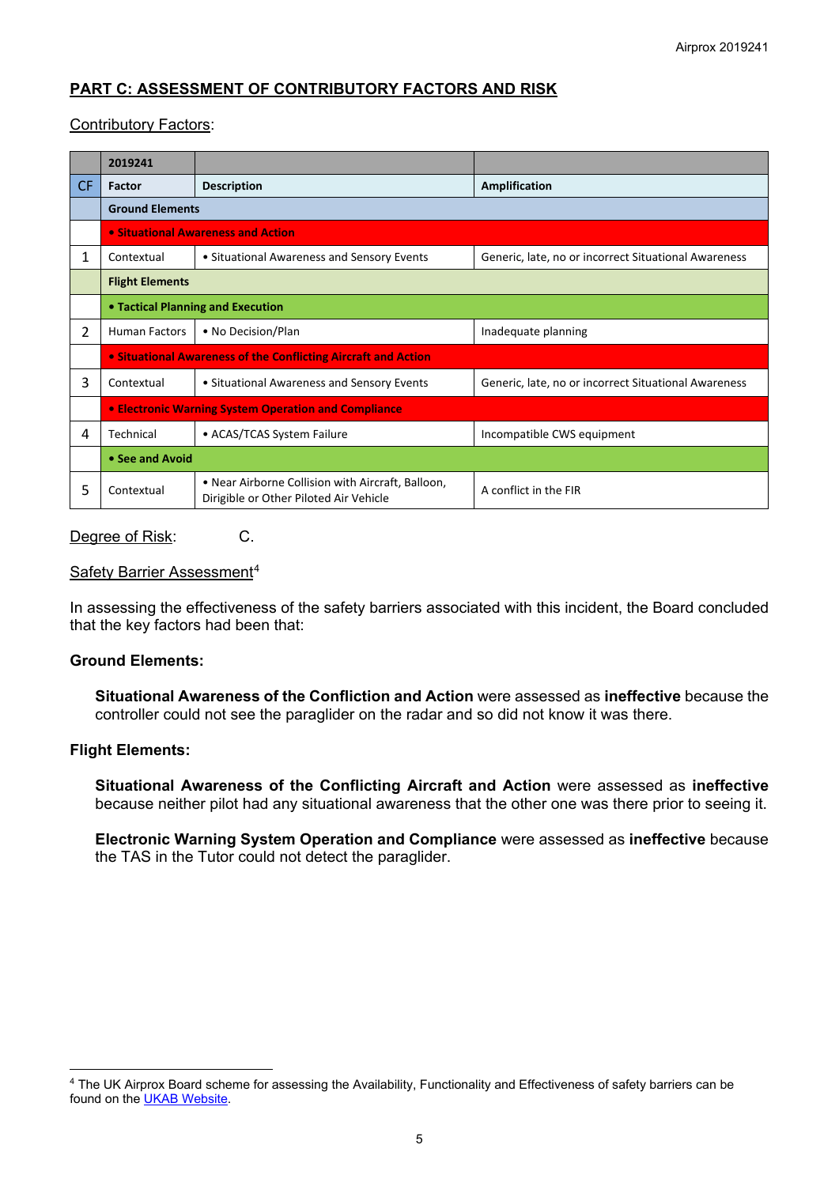## PART C: ASSESSMENT OF CONTRIBUTORY FACTORS AND RISK

Contributory Factors:

| | 2019241 | | |
|---|---|---|---|
| CF | Factor | Description | Amplification |
| | **Ground Elements** | | |
| | **• Situational Awareness and Action** | | |
| 1 | Contextual | • Situational Awareness and Sensory Events | Generic, late, no or incorrect Situational Awareness |
| | **Flight Elements** | | |
| | **• Tactical Planning and Execution** | | |
| 2 | Human Factors | • No Decision/Plan | Inadequate planning |
| | **• Situational Awareness of the Conflicting Aircraft and Action** | | |
| 3 | Contextual | • Situational Awareness and Sensory Events | Generic, late, no or incorrect Situational Awareness |
| | **• Electronic Warning System Operation and Compliance** | | |
| 4 | Technical | • ACAS/TCAS System Failure | Incompatible CWS equipment |
| | **• See and Avoid** | | |
| 5 | Contextual | • Near Airborne Collision with Aircraft, Balloon, Dirigible or Other Piloted Air Vehicle | A conflict in the FIR |

Degree of Risk: C.

Safety Barrier Assessment[4]

In assessing the effectiveness of the safety barriers associated with this incident, the Board concluded that the key factors had been that:

**Ground Elements:**

**Situational Awareness of the Confliction and Action** were assessed as **ineffective** because the controller could not see the paraglider on the radar and so did not know it was there.

**Flight Elements:**

**Situational Awareness of the Conflicting Aircraft and Action** were assessed as **ineffective** because neither pilot had any situational awareness that the other one was there prior to seeing it.

**Electronic Warning System Operation and Compliance** were assessed as **ineffective** because the TAS in the Tutor could not detect the paraglider.

---

[4] The UK Airprox Board scheme for assessing the Availability, Functionality and Effectiveness of safety barriers can be found on the UKAB Website.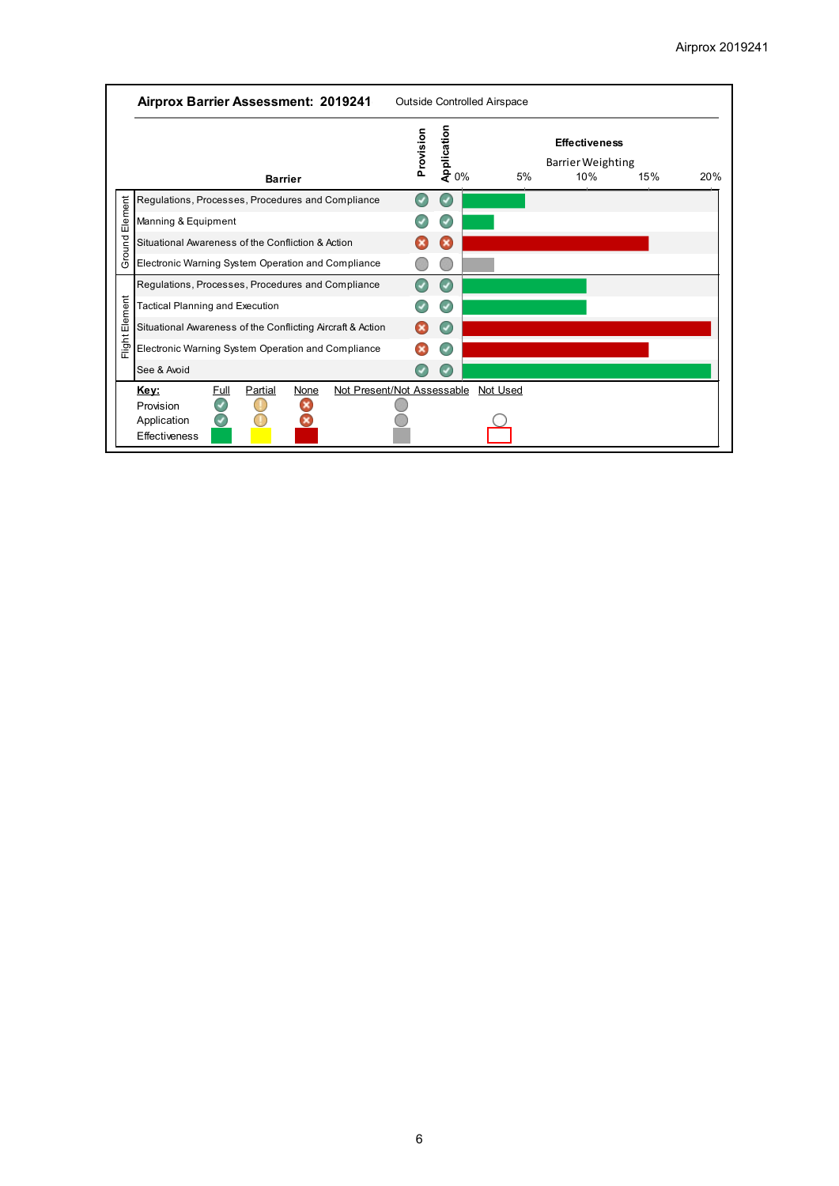**Airprox Barrier Assessment: 2019241** Outside Controlled Airspace

| | Barrier | Provision | Application |
|---|---|---|---|
| Ground Element | Regulations, Processes, Procedures and Compliance | Full | Full |
| | Manning & Equipment | Full | Full |
| | Situational Awareness of the Confliction & Action | None | None |
| | Electronic Warning System Operation and Compliance | Not Present/Not Assessable | Not Present/Not Assessable |
| Flight Element | Regulations, Processes, Procedures and Compliance | Full | Full |
| | Tactical Planning and Execution | Full | Full |
| | Situational Awareness of the Conflicting Aircraft & Action | None | Full |
| | Electronic Warning System Operation and Compliance | None | Full |
| | See & Avoid | Full | Full |

Effectiveness

Barrier Weighting

0%

5%

10%

15%

20%

**Key:** Full, Partial, None, Not Present/Not Assessable, Not Used

Provision

Application

Effectiveness